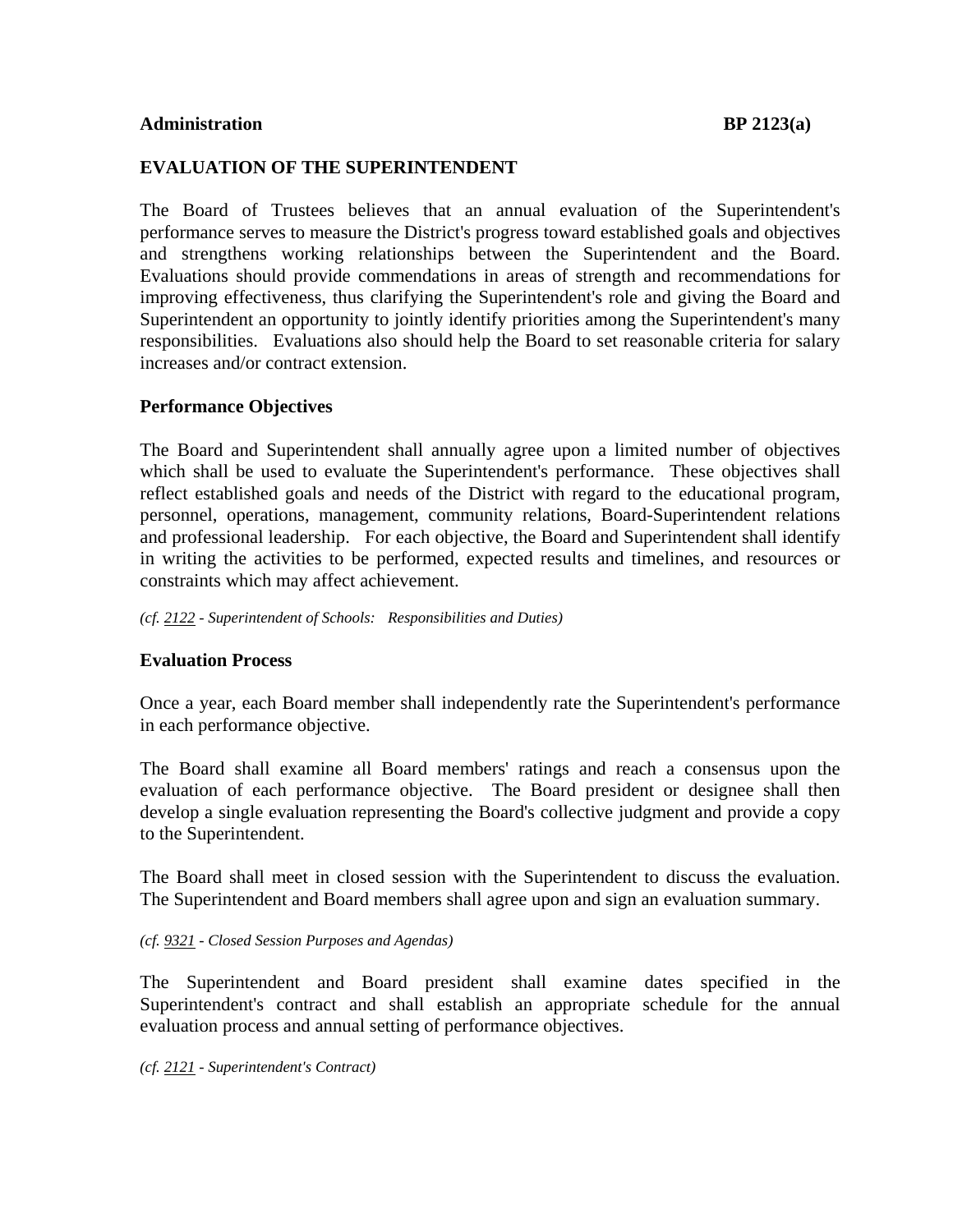**Administration** **BP 2123(a)**

# EVALUATION OF THE SUPERINTENDENT

The Board of Trustees believes that an annual evaluation of the Superintendent's performance serves to measure the District's progress toward established goals and objectives and strengthens working relationships between the Superintendent and the Board. Evaluations should provide commendations in areas of strength and recommendations for improving effectiveness, thus clarifying the Superintendent's role and giving the Board and Superintendent an opportunity to jointly identify priorities among the Superintendent's many responsibilities. Evaluations also should help the Board to set reasonable criteria for salary increases and/or contract extension.

## Performance Objectives

The Board and Superintendent shall annually agree upon a limited number of objectives which shall be used to evaluate the Superintendent's performance. These objectives shall reflect established goals and needs of the District with regard to the educational program, personnel, operations, management, community relations, Board-Superintendent relations and professional leadership. For each objective, the Board and Superintendent shall identify in writing the activities to be performed, expected results and timelines, and resources or constraints which may affect achievement.

*(cf. 2122 - Superintendent of Schools: Responsibilities and Duties)*

## Evaluation Process

Once a year, each Board member shall independently rate the Superintendent's performance in each performance objective.

The Board shall examine all Board members' ratings and reach a consensus upon the evaluation of each performance objective. The Board president or designee shall then develop a single evaluation representing the Board's collective judgment and provide a copy to the Superintendent.

The Board shall meet in closed session with the Superintendent to discuss the evaluation. The Superintendent and Board members shall agree upon and sign an evaluation summary.

*(cf. 9321 - Closed Session Purposes and Agendas)*

The Superintendent and Board president shall examine dates specified in the Superintendent's contract and shall establish an appropriate schedule for the annual evaluation process and annual setting of performance objectives.

*(cf. 2121 - Superintendent's Contract)*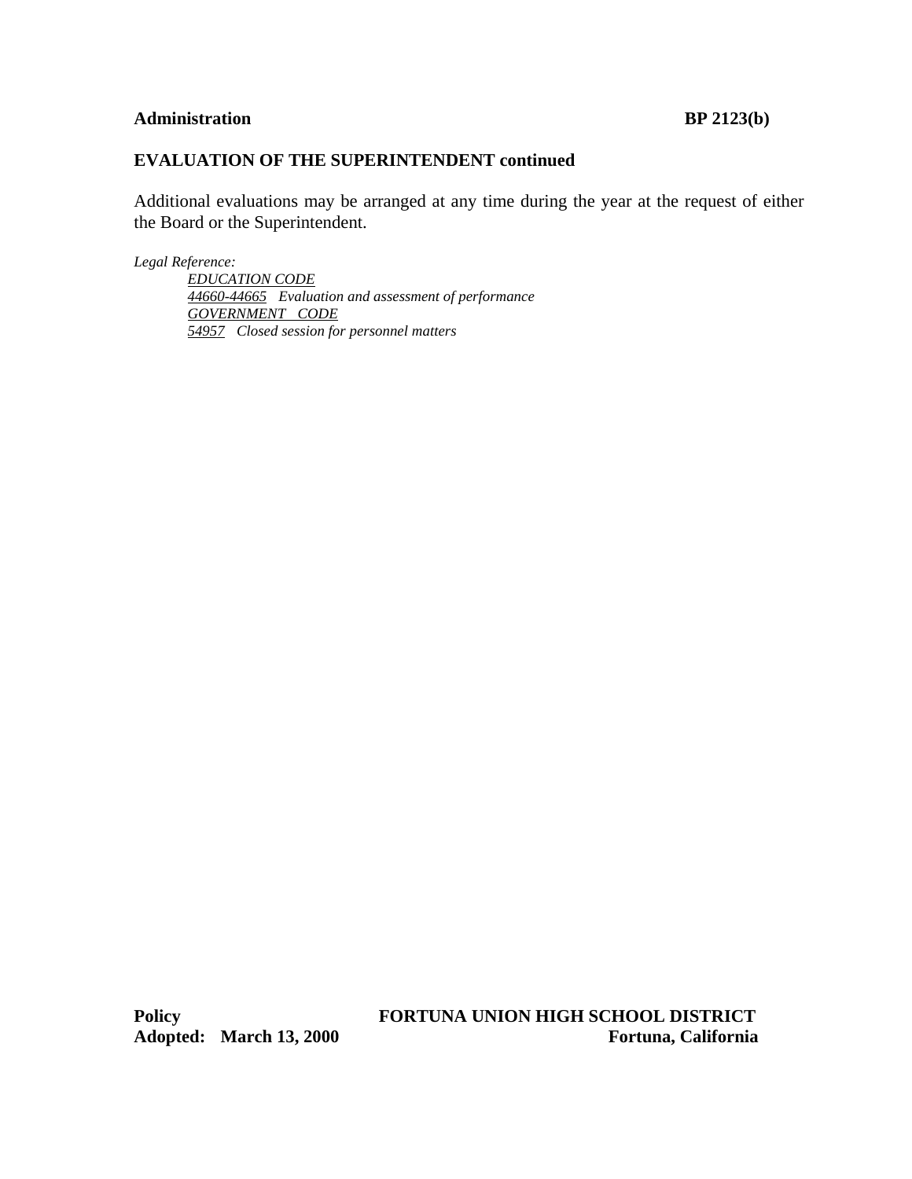## EVALUATION OF THE SUPERINTENDENT continued

Additional evaluations may be arranged at any time during the year at the request of either the Board or the Superintendent.

*Legal Reference:*

*EDUCATION CODE*
*44660-44665 Evaluation and assessment of performance*
*GOVERNMENT CODE*
*54957 Closed session for personnel matters*

**Policy** **FORTUNA UNION HIGH SCHOOL DISTRICT**
**Adopted: March 13, 2000** **Fortuna, California**